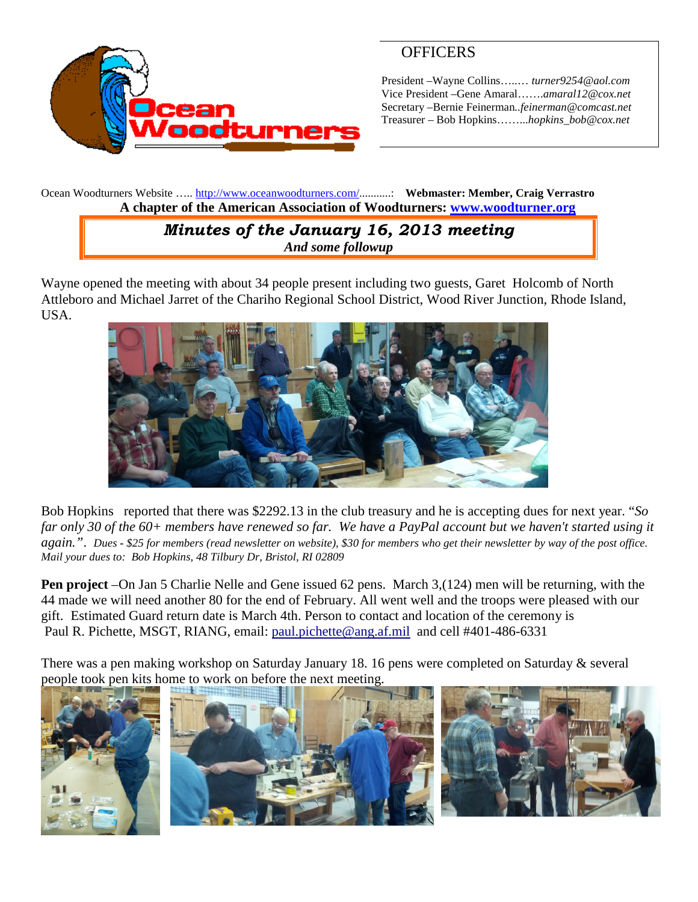Ocean Woodturners

## OFFICERS

President –Wayne Collins…..… *turner9254@aol.com*
Vice President –Gene Amaral…….*amaral12@cox.net*
Secretary –Bernie Feinerman..*feinerman@comcast.net*
Treasurer – Bob Hopkins……...*hopkins_bob@cox.net*

Ocean Woodturners Website ….. http://www.oceanwoodturners.com/..........: **Webmaster: Member, Craig Verrastro**

**A chapter of the American Association of Woodturners: www.woodturner.org**

# *Minutes of the January 16, 2013 meeting*

***And some followup***

Wayne opened the meeting with about 34 people present including two guests, Garet Holcomb of North Attleboro and Michael Jarret of the Chariho Regional School District, Wood River Junction, Rhode Island, USA.

Bob Hopkins reported that there was $2292.13 in the club treasury and he is accepting dues for next year. "*So far only 30 of the 60+ members have renewed so far. We have a PayPal account but we haven't started using it again.". Dues - $25 for members (read newsletter on website), $30 for members who get their newsletter by way of the post office. Mail your dues to: Bob Hopkins, 48 Tilbury Dr, Bristol, RI 02809*

**Pen project** –On Jan 5 Charlie Nelle and Gene issued 62 pens. March 3,(124) men will be returning, with the 44 made we will need another 80 for the end of February. All went well and the troops were pleased with our gift. Estimated Guard return date is March 4th. Person to contact and location of the ceremony is Paul R. Pichette, MSGT, RIANG, email: paul.pichette@ang.af.mil and cell #401-486-6331

There was a pen making workshop on Saturday January 18. 16 pens were completed on Saturday & several people took pen kits home to work on before the next meeting.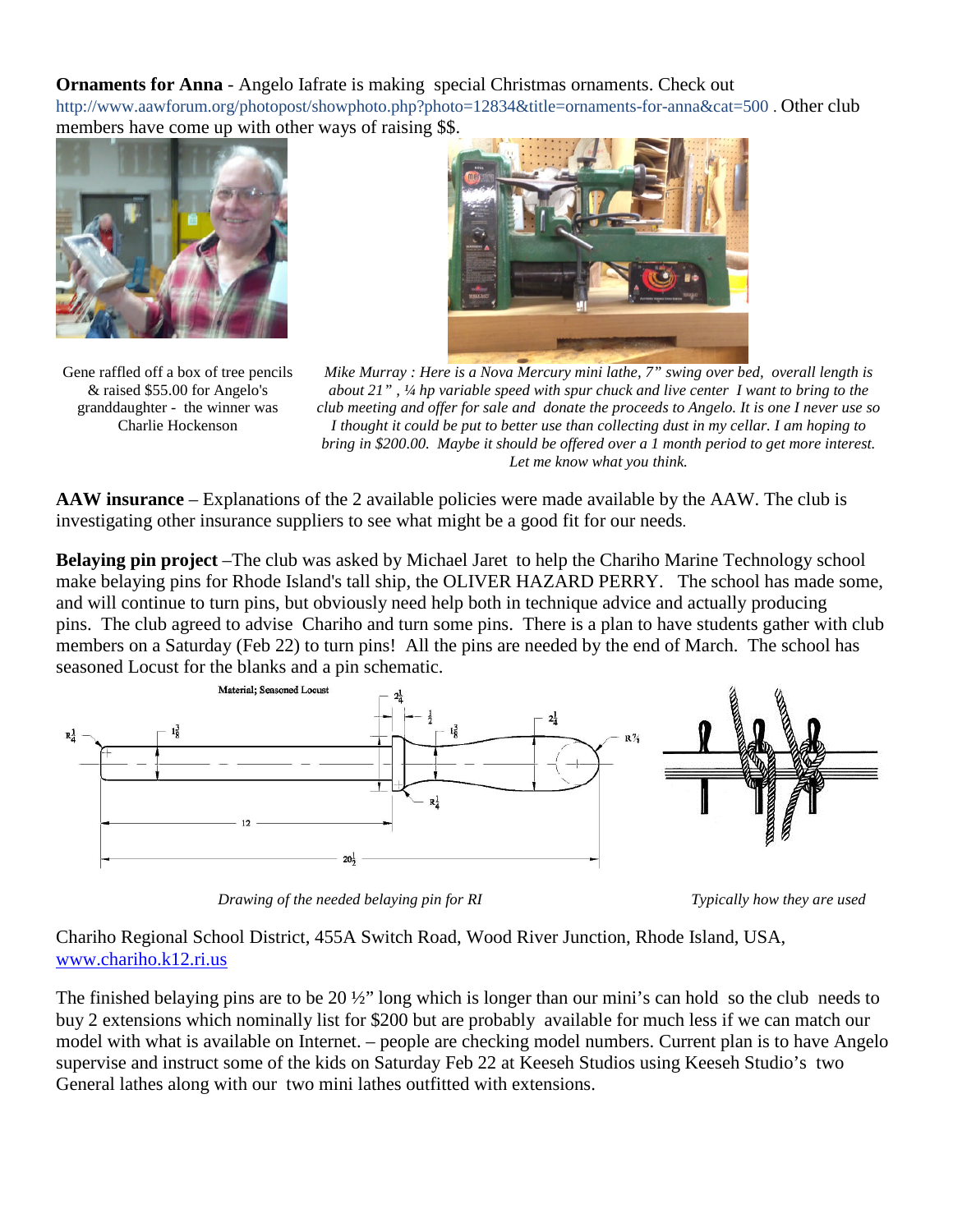**Ornaments for Anna** - Angelo Iafrate is making special Christmas ornaments. Check out http://www.aawforum.org/photopost/showphoto.php?photo=12834&title=ornaments-for-anna&cat=500 . Other club members have come up with other ways of raising $$.

Gene raffled off a box of tree pencils & raised $55.00 for Angelo's granddaughter - the winner was Charlie Hockenson

*Mike Murray : Here is a Nova Mercury mini lathe, 7" swing over bed, overall length is about 21" , ¼ hp variable speed with spur chuck and live center I want to bring to the club meeting and offer for sale and donate the proceeds to Angelo. It is one I never use so I thought it could be put to better use than collecting dust in my cellar. I am hoping to bring in $200.00. Maybe it should be offered over a 1 month period to get more interest. Let me know what you think.*

**AAW insurance** – Explanations of the 2 available policies were made available by the AAW. The club is investigating other insurance suppliers to see what might be a good fit for our needs.

**Belaying pin project** –The club was asked by Michael Jaret to help the Chariho Marine Technology school make belaying pins for Rhode Island's tall ship, the OLIVER HAZARD PERRY. The school has made some, and will continue to turn pins, but obviously need help both in technique advice and actually producing pins. The club agreed to advise Chariho and turn some pins. There is a plan to have students gather with club members on a Saturday (Feb 22) to turn pins! All the pins are needed by the end of March. The school has seasoned Locust for the blanks and a pin schematic.

Material; Seasoned Locust

*Drawing of the needed belaying pin for RI*

*Typically how they are used*

Chariho Regional School District, 455A Switch Road, Wood River Junction, Rhode Island, USA, www.chariho.k12.ri.us

The finished belaying pins are to be 20 ½" long which is longer than our mini's can hold so the club needs to buy 2 extensions which nominally list for $200 but are probably available for much less if we can match our model with what is available on Internet. – people are checking model numbers. Current plan is to have Angelo supervise and instruct some of the kids on Saturday Feb 22 at Keeseh Studios using Keeseh Studio's two General lathes along with our two mini lathes outfitted with extensions.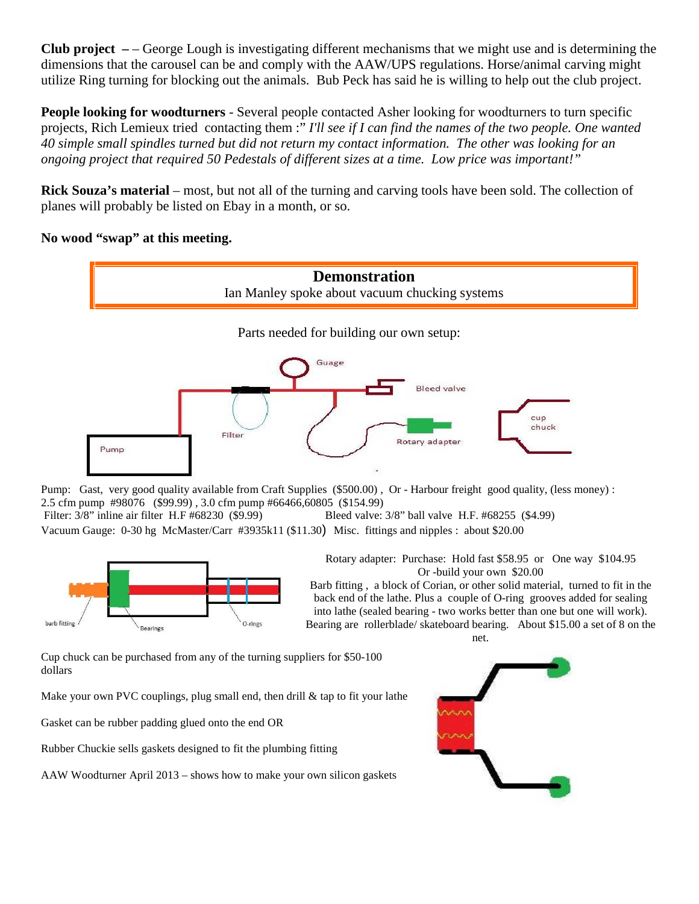**Club project** – – George Lough is investigating different mechanisms that we might use and is determining the dimensions that the carousel can be and comply with the AAW/UPS regulations. Horse/animal carving might utilize Ring turning for blocking out the animals. Bub Peck has said he is willing to help out the club project.

**People looking for woodturners** - Several people contacted Asher looking for woodturners to turn specific projects, Rich Lemieux tried contacting them :" *I'll see if I can find the names of the two people. One wanted 40 simple small spindles turned but did not return my contact information. The other was looking for an ongoing project that required 50 Pedestals of different sizes at a time. Low price was important!"*

**Rick Souza's material** – most, but not all of the turning and carving tools have been sold. The collection of planes will probably be listed on Ebay in a month, or so.

**No wood "swap" at this meeting.**

## Demonstration

Ian Manley spoke about vacuum chucking systems

Parts needed for building our own setup:

Guage

Bleed valve

Filter

Pump

Rotary adapter

cup chuck

Pump: Gast, very good quality available from Craft Supplies ($500.00) , Or - Harbour freight good quality, (less money) : 2.5 cfm pump #98076 ($99.99) , 3.0 cfm pump #66466,60805 ($154.99)
Filter: 3/8" inline air filter H.F #68230 ($9.99) Bleed valve: 3/8" ball valve H.F. #68255 ($4.99)
Vacuum Gauge: 0-30 hg McMaster/Carr #3935k11 ($11.30) Misc. fittings and nipples : about $20.00

barb fitting

Bearings

O-rings

Rotary adapter: Purchase: Hold fast $58.95 or One way $104.95
Or -build your own $20.00
Barb fitting , a block of Corian, or other solid material, turned to fit in the back end of the lathe. Plus a couple of O-ring grooves added for sealing into lathe (sealed bearing - two works better than one but one will work). Bearing are rollerblade/ skateboard bearing. About $15.00 a set of 8 on the net.

Cup chuck can be purchased from any of the turning suppliers for $50-100 dollars

Make your own PVC couplings, plug small end, then drill & tap to fit your lathe

Gasket can be rubber padding glued onto the end OR

Rubber Chuckie sells gaskets designed to fit the plumbing fitting

AAW Woodturner April 2013 – shows how to make your own silicon gaskets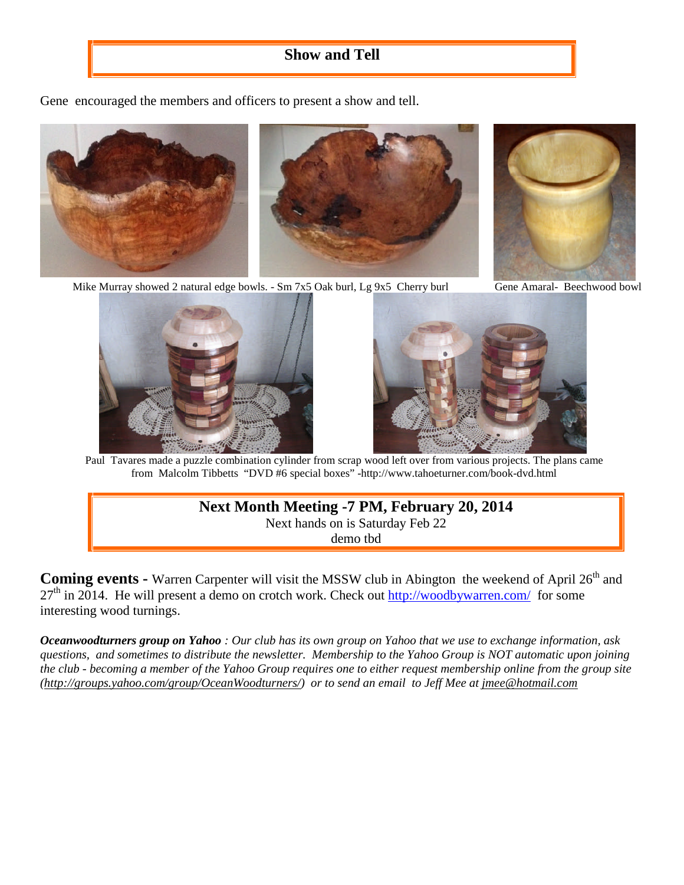## Show and Tell

Gene encouraged the members and officers to present a show and tell.

Mike Murray showed 2 natural edge bowls. - Sm 7x5 Oak burl, Lg 9x5 Cherry burl

Gene Amaral- Beechwood bowl

Paul Tavares made a puzzle combination cylinder from scrap wood left over from various projects. The plans came from Malcolm Tibbetts "DVD #6 special boxes" -http://www.tahoeturner.com/book-dvd.html

## Next Month Meeting -7 PM, February 20, 2014

Next hands on is Saturday Feb 22

demo tbd

**Coming events -** Warren Carpenter will visit the MSSW club in Abington the weekend of April 26th and 27th in 2014. He will present a demo on crotch work. Check out http://woodbywarren.com/ for some interesting wood turnings.

***Oceanwoodturners group on Yahoo*** *: Our club has its own group on Yahoo that we use to exchange information, ask questions, and sometimes to distribute the newsletter. Membership to the Yahoo Group is NOT automatic upon joining the club - becoming a member of the Yahoo Group requires one to either request membership online from the group site (http://groups.yahoo.com/group/OceanWoodturners/) or to send an email to Jeff Mee at jmee@hotmail.com*